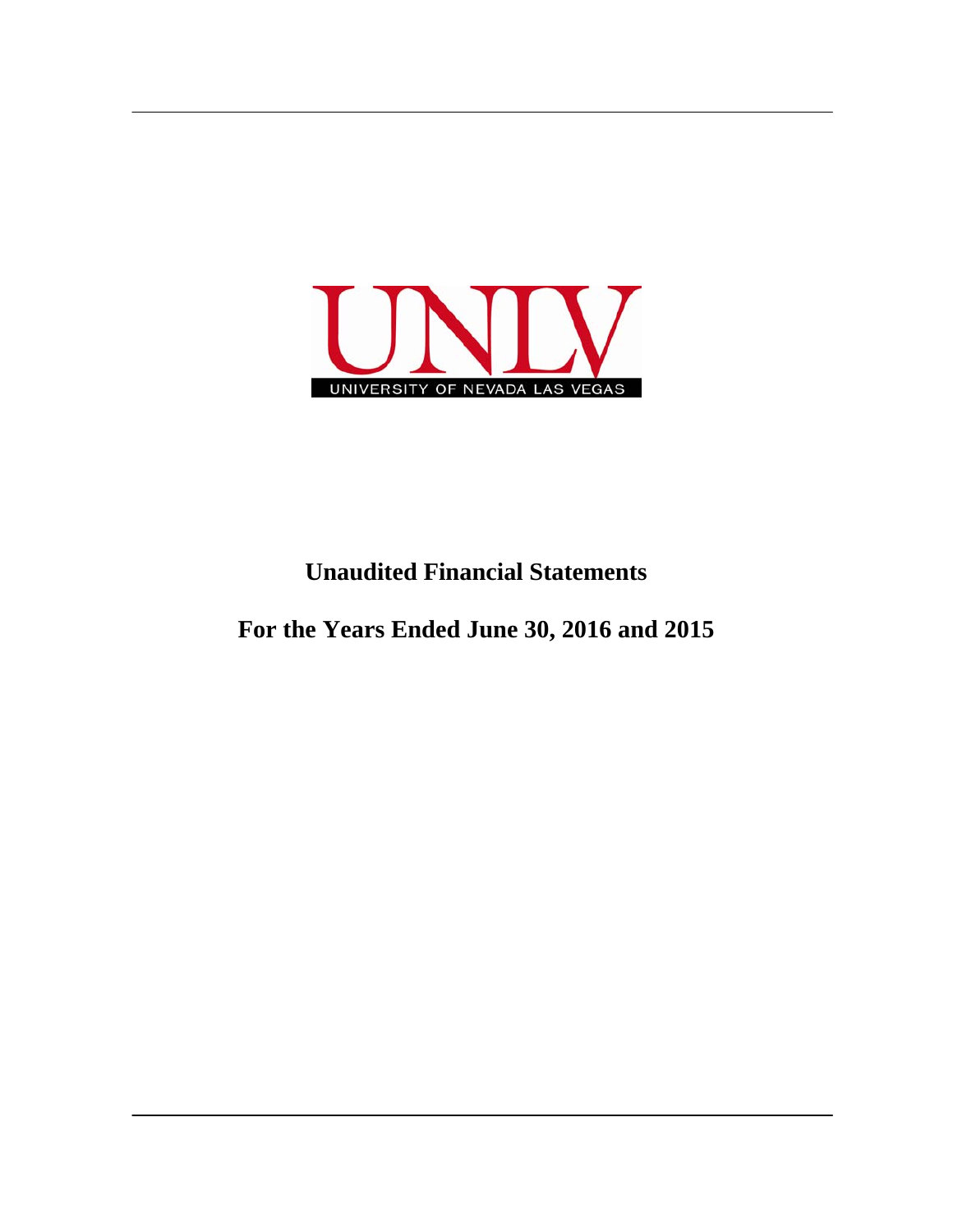UNLV

UNIVERSITY OF NEVADA LAS VEGAS

# Unaudited Financial Statements

# For the Years Ended June 30, 2016 and 2015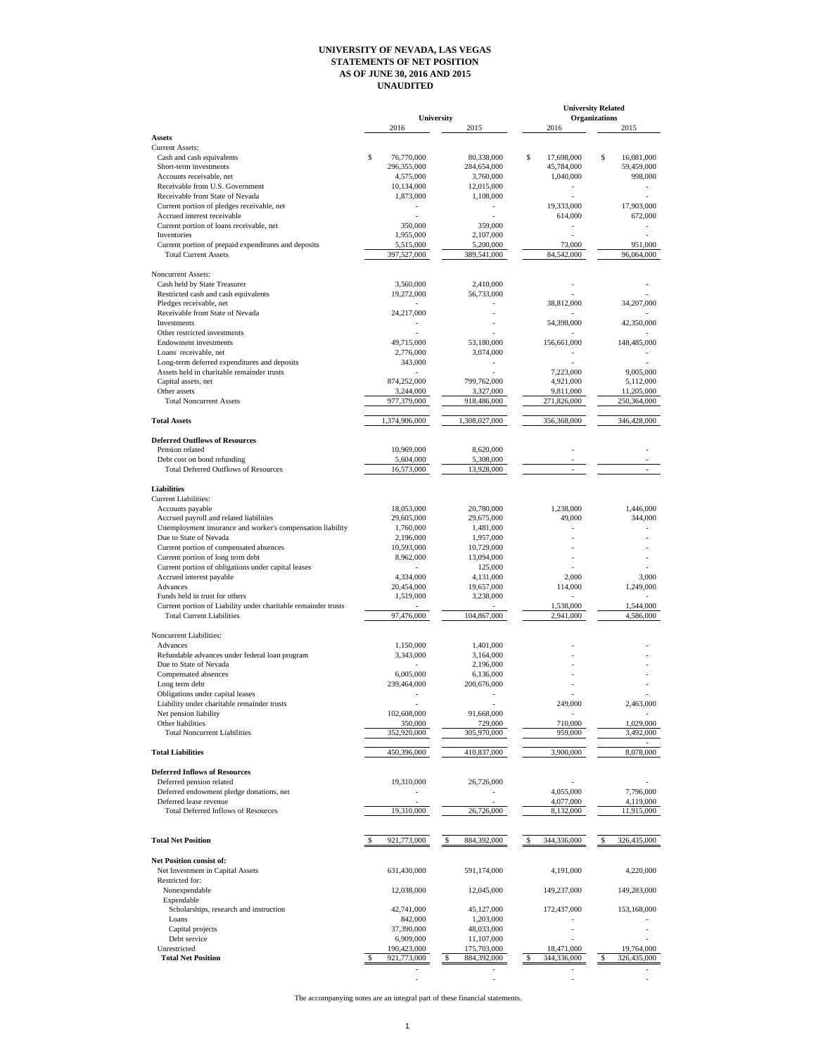# UNIVERSITY OF NEVADA, LAS VEGAS
## STATEMENTS OF NET POSITION
## AS OF JUNE 30, 2016 AND 2015
## UNAUDITED

| | University | | University Related Organizations | |
|---|---|---|---|---|
| | 2016 | 2015 | 2016 | 2015 |
| **Assets** | | | | |
| Current Assets: | | | | |
| Cash and cash equivalents | $ 76,770,000 | 80,338,000 | $ 17,698,000 | $ 16,081,000 |
| Short-term investments | 296,355,000 | 284,654,000 | 45,784,000 | 59,459,000 |
| Accounts receivable, net | 4,575,000 | 3,760,000 | 1,040,000 | 998,000 |
| Receivable from U.S. Government | 10,134,000 | 12,015,000 | - | - |
| Receivable from State of Nevada | 1,873,000 | 1,108,000 | - | - |
| Current portion of pledges receivable, net | - | - | 19,333,000 | 17,903,000 |
| Accrued interest receivable | - | - | 614,000 | 672,000 |
| Current portion of loans receivable, net | 350,000 | 359,000 | - | - |
| Inventories | 1,955,000 | 2,107,000 | - | - |
| Current portion of prepaid expenditures and deposits | 5,515,000 | 5,200,000 | 73,000 | 951,000 |
| Total Current Assets | 397,527,000 | 389,541,000 | 84,542,000 | 96,064,000 |
| Noncurrent Assets: | | | | |
| Cash held by State Treasurer | 3,560,000 | 2,410,000 | - | - |
| Restricted cash and cash equivalents | 19,272,000 | 56,733,000 | - | - |
| Pledges receivable, net | - | - | 38,812,000 | 34,207,000 |
| Receivable from State of Nevada | 24,217,000 | - | - | - |
| Investments | - | - | 54,398,000 | 42,350,000 |
| Other restricted investments | - | - | - | - |
| Endowment investments | 49,715,000 | 53,180,000 | 156,661,000 | 148,485,000 |
| Loans receivable, net | 2,776,000 | 3,074,000 | - | - |
| Long-term deferred expenditures and deposits | 343,000 | - | - | - |
| Assets held in charitable remainder trusts | - | - | 7,223,000 | 9,005,000 |
| Capital assets, net | 874,252,000 | 799,762,000 | 4,921,000 | 5,112,000 |
| Other assets | 3,244,000 | 3,327,000 | 9,811,000 | 11,205,000 |
| Total Noncurrent Assets | 977,379,000 | 918,486,000 | 271,826,000 | 250,364,000 |
| **Total Assets** | 1,374,906,000 | 1,308,027,000 | 356,368,000 | 346,428,000 |
| **Deferred Outflows of Resources** | | | | |
| Pension related | 10,969,000 | 8,620,000 | - | - |
| Debt cost on bond refunding | 5,604,000 | 5,308,000 | - | - |
| Total Deferred Outflows of Resources | 16,573,000 | 13,928,000 | - | - |
| **Liabilities** | | | | |
| Current Liabilities: | | | | |
| Accounts payable | 18,053,000 | 20,780,000 | 1,238,000 | 1,446,000 |
| Accrued payroll and related liabilities | 29,605,000 | 29,675,000 | 49,000 | 344,000 |
| Unemployment insurance and worker's compensation liability | 1,760,000 | 1,481,000 | - | - |
| Due to State of Nevada | 2,196,000 | 1,957,000 | - | - |
| Current portion of compensated absences | 10,593,000 | 10,729,000 | - | - |
| Current portion of long term debt | 8,962,000 | 13,094,000 | - | - |
| Current portion of obligations under capital leases | - | 125,000 | - | - |
| Accrued interest payable | 4,334,000 | 4,131,000 | 2,000 | 3,000 |
| Advances | 20,454,000 | 19,657,000 | 114,000 | 1,249,000 |
| Funds held in trust for others | 1,519,000 | 3,238,000 | - | - |
| Current portion of Liability under charitable remainder trusts | - | - | 1,538,000 | 1,544,000 |
| Total Current Liabilities | 97,476,000 | 104,867,000 | 2,941,000 | 4,586,000 |
| Noncurrent Liabilities: | | | | |
| Advances | 1,150,000 | 1,401,000 | - | - |
| Refundable advances under federal loan program | 3,343,000 | 3,164,000 | - | - |
| Due to State of Nevada | - | 2,196,000 | - | - |
| Compensated absences | 6,005,000 | 6,136,000 | - | - |
| Long term debt | 239,464,000 | 200,676,000 | - | - |
| Obligations under capital leases | - | - | - | - |
| Liability under charitable remainder trusts | - | - | 249,000 | 2,463,000 |
| Net pension liability | 102,608,000 | 91,668,000 | - | - |
| Other liabilities | 350,000 | 729,000 | 710,000 | 1,029,000 |
| Total Noncurrent Liabilities | 352,920,000 | 305,970,000 | 959,000 | 3,492,000 |
| **Total Liabilities** | 450,396,000 | 410,837,000 | 3,900,000 | 8,078,000 |
| **Deferred Inflows of Resources** | | | | |
| Deferred pension related | 19,310,000 | 26,726,000 | - | - |
| Deferred endowment pledge donations, net | - | - | 4,055,000 | 7,796,000 |
| Deferred lease revenue | - | - | 4,077,000 | 4,119,000 |
| Total Deferred Inflows of Resources | 19,310,000 | 26,726,000 | 8,132,000 | 11,915,000 |
| **Total Net Position** | $ 921,773,000 | $ 884,392,000 | $ 344,336,000 | $ 326,435,000 |
| **Net Position consist of:** | | | | |
| Net Investment in Capital Assets | 631,430,000 | 591,174,000 | 4,191,000 | 4,220,000 |
| Restricted for: | | | | |
| Nonexpendable | 12,038,000 | 12,045,000 | 149,237,000 | 149,283,000 |
| Expendable | | | | |
| Scholarships, research and instruction | 42,741,000 | 45,127,000 | 172,437,000 | 153,168,000 |
| Loans | 842,000 | 1,203,000 | - | - |
| Capital projects | 37,390,000 | 48,033,000 | - | - |
| Debt service | 6,909,000 | 11,107,000 | - | - |
| Unrestricted | 190,423,000 | 175,703,000 | 18,471,000 | 19,764,000 |
| **Total Net Position** | $ 921,773,000 | $ 884,392,000 | $ 344,336,000 | $ 326,435,000 |

The accompanying notes are an integral part of these financial statements.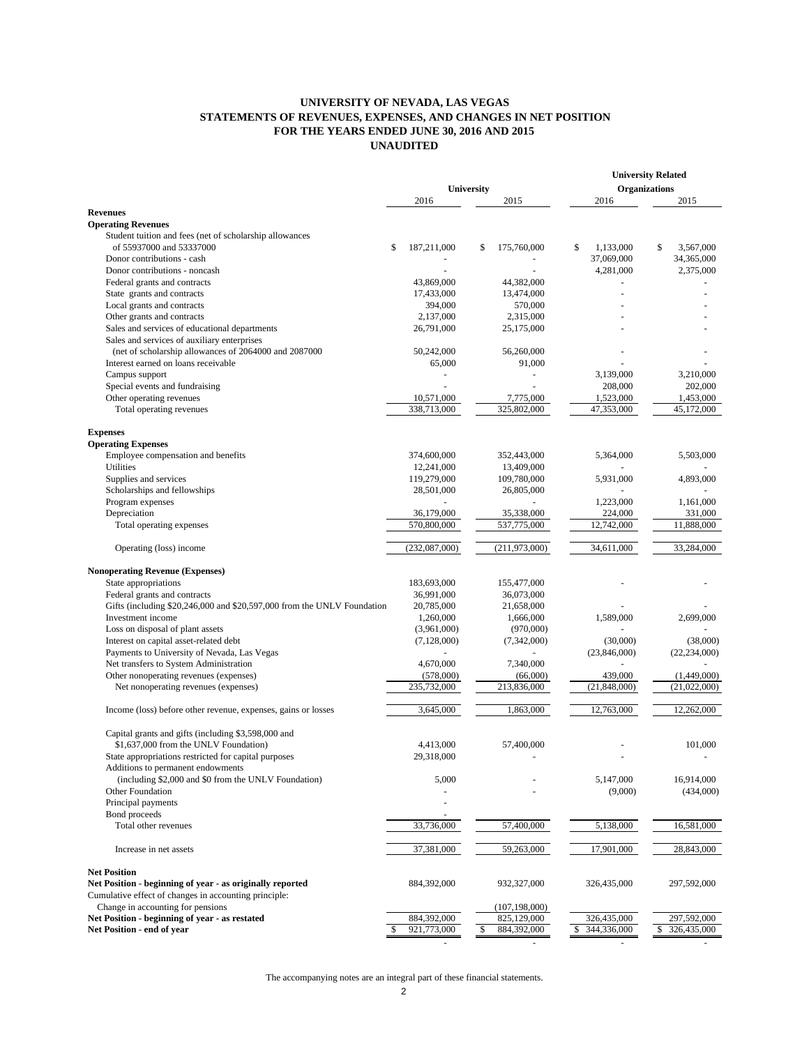# UNIVERSITY OF NEVADA, LAS VEGAS
## STATEMENTS OF REVENUES, EXPENSES, AND CHANGES IN NET POSITION
## FOR THE YEARS ENDED JUNE 30, 2016 AND 2015
## UNAUDITED

| | University | | University Related Organizations | |
|---|---|---|---|---|
| | 2016 | 2015 | 2016 | 2015 |
| **Revenues** | | | | |
| **Operating Revenues** | | | | |
| Student tuition and fees (net of scholarship allowances of 55937000 and 53337000 | $ 187,211,000 | $ 175,760,000 | $ 1,133,000 | $ 3,567,000 |
| Donor contributions - cash | - | - | 37,069,000 | 34,365,000 |
| Donor contributions - noncash | - | - | 4,281,000 | 2,375,000 |
| Federal grants and contracts | 43,869,000 | 44,382,000 | - | - |
| State grants and contracts | 17,433,000 | 13,474,000 | - | - |
| Local grants and contracts | 394,000 | 570,000 | - | - |
| Other grants and contracts | 2,137,000 | 2,315,000 | - | - |
| Sales and services of educational departments | 26,791,000 | 25,175,000 | - | - |
| Sales and services of auxiliary enterprises (net of scholarship allowances of 2064000 and 2087000 | 50,242,000 | 56,260,000 | - | - |
| Interest earned on loans receivable | 65,000 | 91,000 | - | - |
| Campus support | - | - | 3,139,000 | 3,210,000 |
| Special events and fundraising | - | - | 208,000 | 202,000 |
| Other operating revenues | 10,571,000 | 7,775,000 | 1,523,000 | 1,453,000 |
| Total operating revenues | 338,713,000 | 325,802,000 | 47,353,000 | 45,172,000 |
| **Expenses** | | | | |
| **Operating Expenses** | | | | |
| Employee compensation and benefits | 374,600,000 | 352,443,000 | 5,364,000 | 5,503,000 |
| Utilities | 12,241,000 | 13,409,000 | - | - |
| Supplies and services | 119,279,000 | 109,780,000 | 5,931,000 | 4,893,000 |
| Scholarships and fellowships | 28,501,000 | 26,805,000 | - | - |
| Program expenses | - | - | 1,223,000 | 1,161,000 |
| Depreciation | 36,179,000 | 35,338,000 | 224,000 | 331,000 |
| Total operating expenses | 570,800,000 | 537,775,000 | 12,742,000 | 11,888,000 |
| Operating (loss) income | (232,087,000) | (211,973,000) | 34,611,000 | 33,284,000 |
| **Nonoperating Revenue (Expenses)** | | | | |
| State appropriations | 183,693,000 | 155,477,000 | - | - |
| Federal grants and contracts | 36,991,000 | 36,073,000 | | |
| Gifts (including $20,246,000 and $20,597,000 from the UNLV Foundation | 20,785,000 | 21,658,000 | - | - |
| Investment income | 1,260,000 | 1,666,000 | 1,589,000 | 2,699,000 |
| Loss on disposal of plant assets | (3,961,000) | (970,000) | - | - |
| Interest on capital asset-related debt | (7,128,000) | (7,342,000) | (30,000) | (38,000) |
| Payments to University of Nevada, Las Vegas | - | - | (23,846,000) | (22,234,000) |
| Net transfers to System Administration | 4,670,000 | 7,340,000 | - | - |
| Other nonoperating revenues (expenses) | (578,000) | (66,000) | 439,000 | (1,449,000) |
| Net nonoperating revenues (expenses) | 235,732,000 | 213,836,000 | (21,848,000) | (21,022,000) |
| Income (loss) before other revenue, expenses, gains or losses | 3,645,000 | 1,863,000 | 12,763,000 | 12,262,000 |
| Capital grants and gifts (including $3,598,000 and $1,637,000 from the UNLV Foundation) | 4,413,000 | 57,400,000 | - | 101,000 |
| State appropriations restricted for capital purposes | 29,318,000 | - | - | - |
| Additions to permanent endowments (including $2,000 and $0 from the UNLV Foundation) | 5,000 | - | 5,147,000 | 16,914,000 |
| Other Foundation | - | - | (9,000) | (434,000) |
| Principal payments | - | | | |
| Bond proceeds | - | | | |
| Total other revenues | 33,736,000 | 57,400,000 | 5,138,000 | 16,581,000 |
| Increase in net assets | 37,381,000 | 59,263,000 | 17,901,000 | 28,843,000 |
| **Net Position** | | | | |
| **Net Position - beginning of year - as originally reported** | 884,392,000 | 932,327,000 | 326,435,000 | 297,592,000 |
| Cumulative effect of changes in accounting principle: | | | | |
| Change in accounting for pensions | | (107,198,000) | | |
| **Net Position - beginning of year - as restated** | 884,392,000 | 825,129,000 | 326,435,000 | 297,592,000 |
| **Net Position - end of year** | $ 921,773,000 | $ 884,392,000 | $ 344,336,000 | $ 326,435,000 |
| | - | - | - | - |

The accompanying notes are an integral part of these financial statements.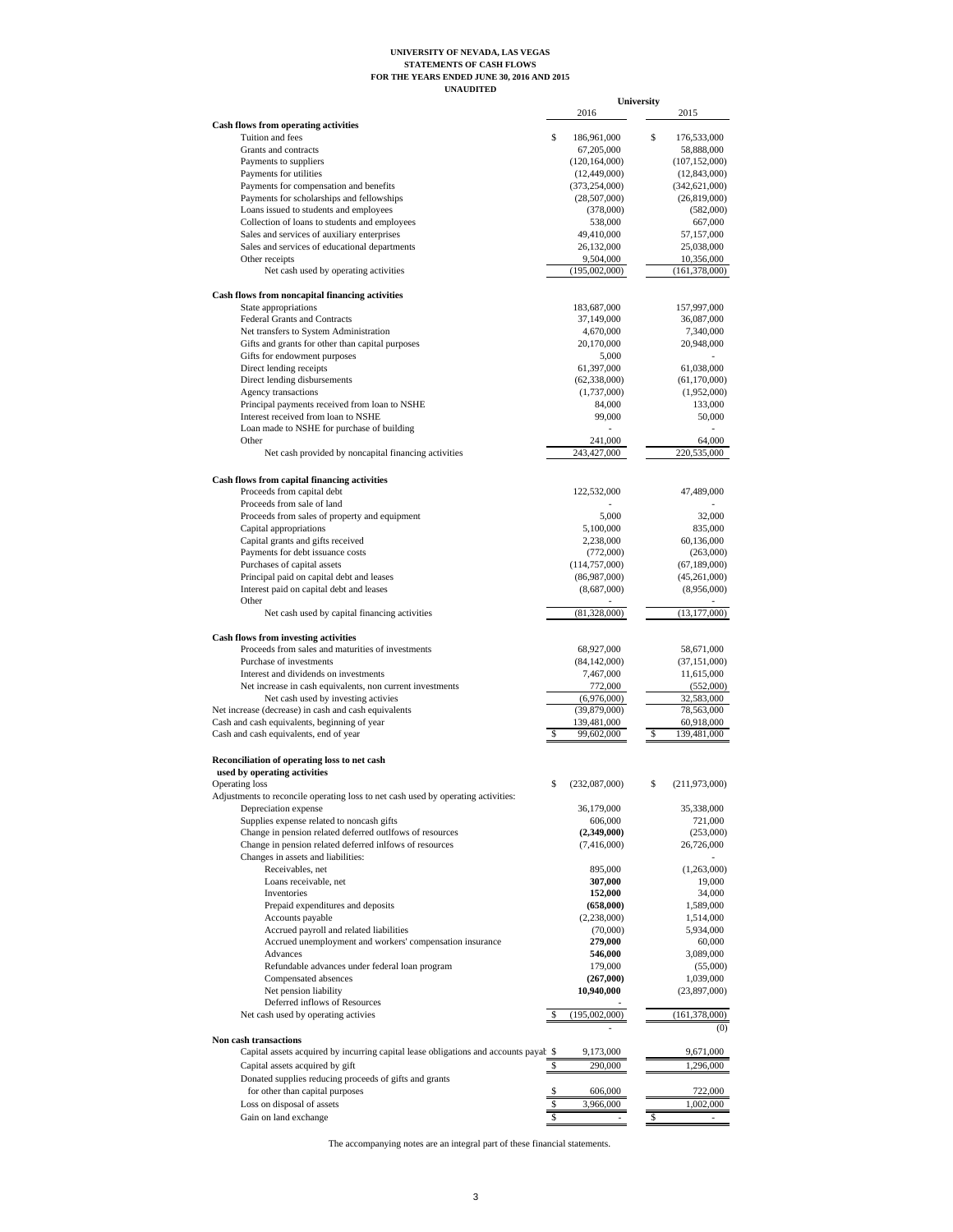**UNIVERSITY OF NEVADA, LAS VEGAS**
**STATEMENTS OF CASH FLOWS**
**FOR THE YEARS ENDED JUNE 30, 2016 AND 2015**
**UNAUDITED**

| | University | |
|---|---|---|
| | 2016 | 2015 |
| **Cash flows from operating activities** | | |
| Tuition and fees | $ 186,961,000 | $ 176,533,000 |
| Grants and contracts | 67,205,000 | 58,888,000 |
| Payments to suppliers | (120,164,000) | (107,152,000) |
| Payments for utilities | (12,449,000) | (12,843,000) |
| Payments for compensation and benefits | (373,254,000) | (342,621,000) |
| Payments for scholarships and fellowships | (28,507,000) | (26,819,000) |
| Loans issued to students and employees | (378,000) | (582,000) |
| Collection of loans to students and employees | 538,000 | 667,000 |
| Sales and services of auxiliary enterprises | 49,410,000 | 57,157,000 |
| Sales and services of educational departments | 26,132,000 | 25,038,000 |
| Other receipts | 9,504,000 | 10,356,000 |
| Net cash used by operating activities | (195,002,000) | (161,378,000) |
| **Cash flows from noncapital financing activities** | | |
| State appropriations | 183,687,000 | 157,997,000 |
| Federal Grants and Contracts | 37,149,000 | 36,087,000 |
| Net transfers to System Administration | 4,670,000 | 7,340,000 |
| Gifts and grants for other than capital purposes | 20,170,000 | 20,948,000 |
| Gifts for endowment purposes | 5,000 | - |
| Direct lending receipts | 61,397,000 | 61,038,000 |
| Direct lending disbursements | (62,338,000) | (61,170,000) |
| Agency transactions | (1,737,000) | (1,952,000) |
| Principal payments received from loan to NSHE | 84,000 | 133,000 |
| Interest received from loan to NSHE | 99,000 | 50,000 |
| Loan made to NSHE for purchase of building | - | - |
| Other | 241,000 | 64,000 |
| Net cash provided by noncapital financing activities | 243,427,000 | 220,535,000 |
| **Cash flows from capital financing activities** | | |
| Proceeds from capital debt | 122,532,000 | 47,489,000 |
| Proceeds from sale of land | - | - |
| Proceeds from sales of property and equipment | 5,000 | 32,000 |
| Capital appropriations | 5,100,000 | 835,000 |
| Capital grants and gifts received | 2,238,000 | 60,136,000 |
| Payments for debt issuance costs | (772,000) | (263,000) |
| Purchases of capital assets | (114,757,000) | (67,189,000) |
| Principal paid on capital debt and leases | (86,987,000) | (45,261,000) |
| Interest paid on capital debt and leases | (8,687,000) | (8,956,000) |
| Other | - | - |
| Net cash used by capital financing activities | (81,328,000) | (13,177,000) |
| **Cash flows from investing activities** | | |
| Proceeds from sales and maturities of investments | 68,927,000 | 58,671,000 |
| Purchase of investments | (84,142,000) | (37,151,000) |
| Interest and dividends on investments | 7,467,000 | 11,615,000 |
| Net increase in cash equivalents, non current investments | 772,000 | (552,000) |
| Net cash used by investing activies | (6,976,000) | 32,583,000 |
| Net increase (decrease) in cash and cash equivalents | (39,879,000) | 78,563,000 |
| Cash and cash equivalents, beginning of year | 139,481,000 | 60,918,000 |
| Cash and cash equivalents, end of year | $ 99,602,000 | $ 139,481,000 |
| **Reconciliation of operating loss to net cash used by operating activities** | | |
| Operating loss | $ (232,087,000) | $ (211,973,000) |
| Adjustments to reconcile operating loss to net cash used by operating activities: | | |
| Depreciation expense | 36,179,000 | 35,338,000 |
| Supplies expense related to noncash gifts | 606,000 | 721,000 |
| Change in pension related deferred outlfows of resources | **(2,349,000)** | (253,000) |
| Change in pension related deferred inlfows of resources | (7,416,000) | 26,726,000 |
| Changes in assets and liabilities: | | - |
| Receivables, net | 895,000 | (1,263,000) |
| Loans receivable, net | **307,000** | 19,000 |
| Inventories | **152,000** | 34,000 |
| Prepaid expenditures and deposits | **(658,000)** | 1,589,000 |
| Accounts payable | (2,238,000) | 1,514,000 |
| Accrued payroll and related liabilities | (70,000) | 5,934,000 |
| Accrued unemployment and workers' compensation insurance | **279,000** | 60,000 |
| Advances | **546,000** | 3,089,000 |
| Refundable advances under federal loan program | 179,000 | (55,000) |
| Compensated absences | **(267,000)** | 1,039,000 |
| Net pension liability | **10,940,000** | (23,897,000) |
| Deferred inflows of Resources | - | |
| Net cash used by operating activies | $ (195,002,000) | (161,378,000) |
| | - | (0) |
| **Non cash transactions** | | |
| Capital assets acquired by incurring capital lease obligations and accounts payal | $ 9,173,000 | 9,671,000 |
| Capital assets acquired by gift | $ 290,000 | 1,296,000 |
| Donated supplies reducing proceeds of gifts and grants for other than capital purposes | $ 606,000 | 722,000 |
| Loss on disposal of assets | $ 3,966,000 | 1,002,000 |
| Gain on land exchange | $ - | $ - |

The accompanying notes are an integral part of these financial statements.